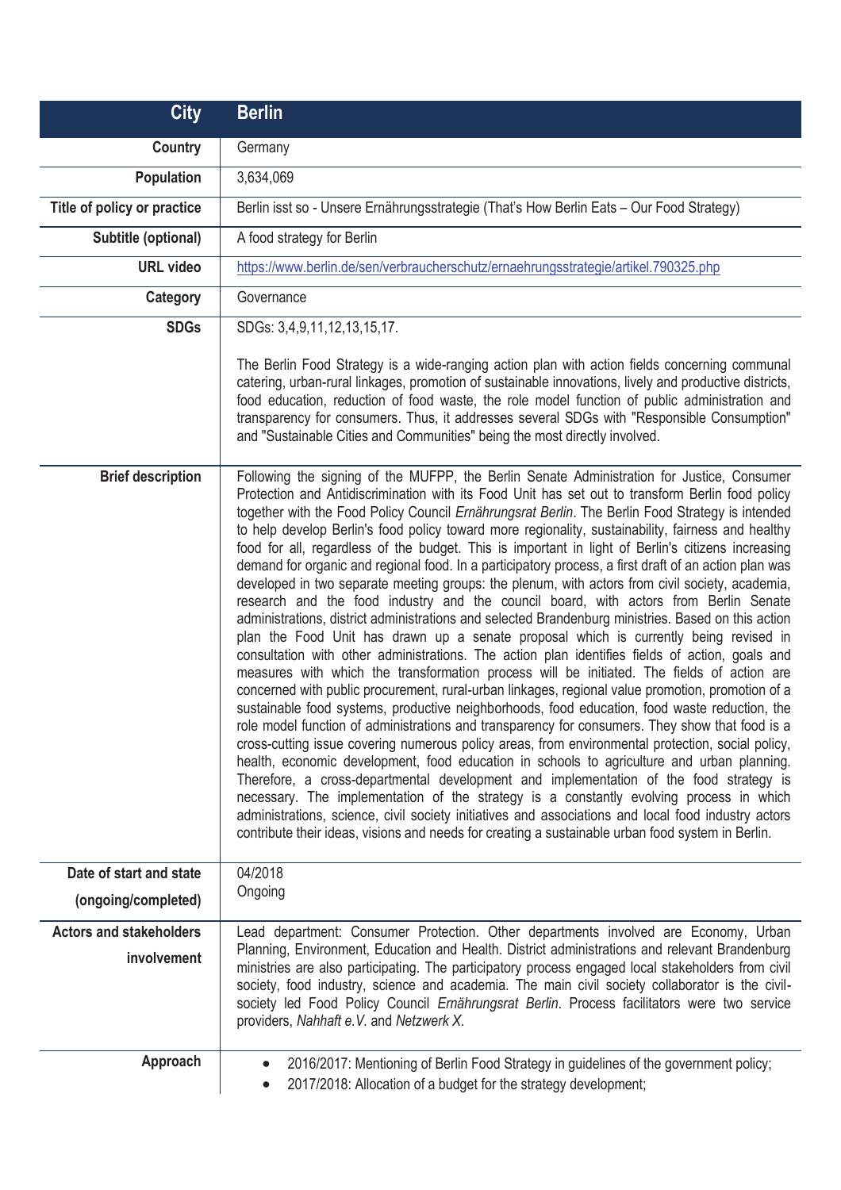| City | Berlin |
|---|---|
| Country | Germany |
| Population | 3,634,069 |
| Title of policy or practice | Berlin isst so - Unsere Ernährungsstrategie (That's How Berlin Eats – Our Food Strategy) |
| Subtitle (optional) | A food strategy for Berlin |
| URL video | https://www.berlin.de/sen/verbraucherschutz/ernaehrungsstrategie/artikel.790325.php |
| Category | Governance |
| SDGs | SDGs: 3,4,9,11,12,13,15,17.<br><br>The Berlin Food Strategy is a wide-ranging action plan with action fields concerning communal catering, urban-rural linkages, promotion of sustainable innovations, lively and productive districts, food education, reduction of food waste, the role model function of public administration and transparency for consumers. Thus, it addresses several SDGs with "Responsible Consumption" and "Sustainable Cities and Communities" being the most directly involved. |
| Brief description | Following the signing of the MUFPP, the Berlin Senate Administration for Justice, Consumer Protection and Antidiscrimination with its Food Unit has set out to transform Berlin food policy together with the Food Policy Council *Ernährungsrat Berlin*. The Berlin Food Strategy is intended to help develop Berlin's food policy toward more regionality, sustainability, fairness and healthy food for all, regardless of the budget. This is important in light of Berlin's citizens increasing demand for organic and regional food. In a participatory process, a first draft of an action plan was developed in two separate meeting groups: the plenum, with actors from civil society, academia, research and the food industry and the council board, with actors from Berlin Senate administrations, district administrations and selected Brandenburg ministries. Based on this action plan the Food Unit has drawn up a senate proposal which is currently being revised in consultation with other administrations. The action plan identifies fields of action, goals and measures with which the transformation process will be initiated. The fields of action are concerned with public procurement, rural-urban linkages, regional value promotion, promotion of a sustainable food systems, productive neighborhoods, food education, food waste reduction, the role model function of administrations and transparency for consumers. They show that food is a cross-cutting issue covering numerous policy areas, from environmental protection, social policy, health, economic development, food education in schools to agriculture and urban planning. Therefore, a cross-departmental development and implementation of the food strategy is necessary. The implementation of the strategy is a constantly evolving process in which administrations, science, civil society initiatives and associations and local food industry actors contribute their ideas, visions and needs for creating a sustainable urban food system in Berlin. |
| Date of start and state (ongoing/completed) | 04/2018<br>Ongoing |
| Actors and stakeholders involvement | Lead department: Consumer Protection. Other departments involved are Economy, Urban Planning, Environment, Education and Health. District administrations and relevant Brandenburg ministries are also participating. The participatory process engaged local stakeholders from civil society, food industry, science and academia. The main civil society collaborator is the civil-society led Food Policy Council *Ernährungsrat Berlin*. Process facilitators were two service providers, *Nahhaft e.V.* and *Netzwerk X*. |
| Approach | • 2016/2017: Mentioning of Berlin Food Strategy in guidelines of the government policy;<br>• 2017/2018: Allocation of a budget for the strategy development; |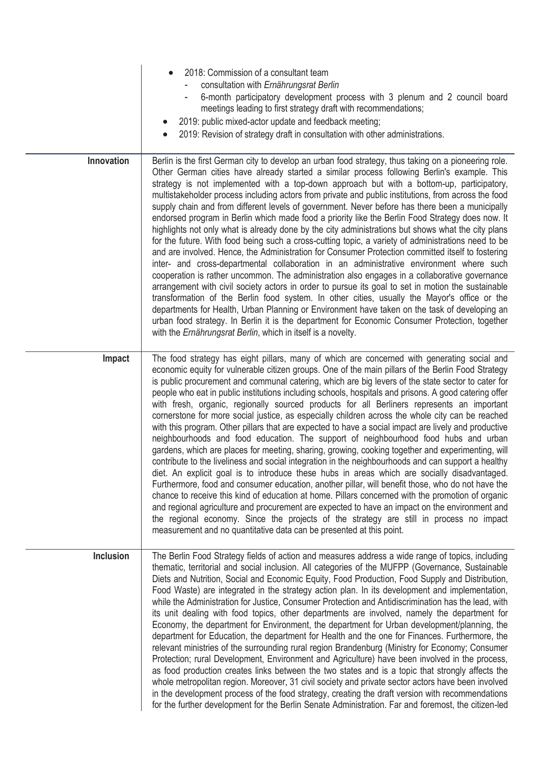| | |
|---|---|
| | • 2018: Commission of a consultant team<br>- consultation with *Ernährungsrat Berlin*<br>- 6-month participatory development process with 3 plenum and 2 council board meetings leading to first strategy draft with recommendations;<br>• 2019: public mixed-actor update and feedback meeting;<br>• 2019: Revision of strategy draft in consultation with other administrations. |
| **Innovation** | Berlin is the first German city to develop an urban food strategy, thus taking on a pioneering role. Other German cities have already started a similar process following Berlin's example. This strategy is not implemented with a top-down approach but with a bottom-up, participatory, multistakeholder process including actors from private and public institutions, from across the food supply chain and from different levels of government. Never before has there been a municipally endorsed program in Berlin which made food a priority like the Berlin Food Strategy does now. It highlights not only what is already done by the city administrations but shows what the city plans for the future. With food being such a cross-cutting topic, a variety of administrations need to be and are involved. Hence, the Administration for Consumer Protection committed itself to fostering inter- and cross-departmental collaboration in an administrative environment where such cooperation is rather uncommon. The administration also engages in a collaborative governance arrangement with civil society actors in order to pursue its goal to set in motion the sustainable transformation of the Berlin food system. In other cities, usually the Mayor's office or the departments for Health, Urban Planning or Environment have taken on the task of developing an urban food strategy. In Berlin it is the department for Economic Consumer Protection, together with the *Ernährungsrat Berlin*, which in itself is a novelty. |
| **Impact** | The food strategy has eight pillars, many of which are concerned with generating social and economic equity for vulnerable citizen groups. One of the main pillars of the Berlin Food Strategy is public procurement and communal catering, which are big levers of the state sector to cater for people who eat in public institutions including schools, hospitals and prisons. A good catering offer with fresh, organic, regionally sourced products for all Berliners represents an important cornerstone for more social justice, as especially children across the whole city can be reached with this program. Other pillars that are expected to have a social impact are lively and productive neighbourhoods and food education. The support of neighbourhood food hubs and urban gardens, which are places for meeting, sharing, growing, cooking together and experimenting, will contribute to the liveliness and social integration in the neighbourhoods and can support a healthy diet. An explicit goal is to introduce these hubs in areas which are socially disadvantaged. Furthermore, food and consumer education, another pillar, will benefit those, who do not have the chance to receive this kind of education at home. Pillars concerned with the promotion of organic and regional agriculture and procurement are expected to have an impact on the environment and the regional economy. Since the projects of the strategy are still in process no impact measurement and no quantitative data can be presented at this point. |
| **Inclusion** | The Berlin Food Strategy fields of action and measures address a wide range of topics, including thematic, territorial and social inclusion. All categories of the MUFPP (Governance, Sustainable Diets and Nutrition, Social and Economic Equity, Food Production, Food Supply and Distribution, Food Waste) are integrated in the strategy action plan. In its development and implementation, while the Administration for Justice, Consumer Protection and Antidiscrimination has the lead, with its unit dealing with food topics, other departments are involved, namely the department for Economy, the department for Environment, the department for Urban development/planning, the department for Education, the department for Health and the one for Finances. Furthermore, the relevant ministries of the surrounding rural region Brandenburg (Ministry for Economy; Consumer Protection; rural Development, Environment and Agriculture) have been involved in the process, as food production creates links between the two states and is a topic that strongly affects the whole metropolitan region. Moreover, 31 civil society and private sector actors have been involved in the development process of the food strategy, creating the draft version with recommendations for the further development for the Berlin Senate Administration. Far and foremost, the citizen-led |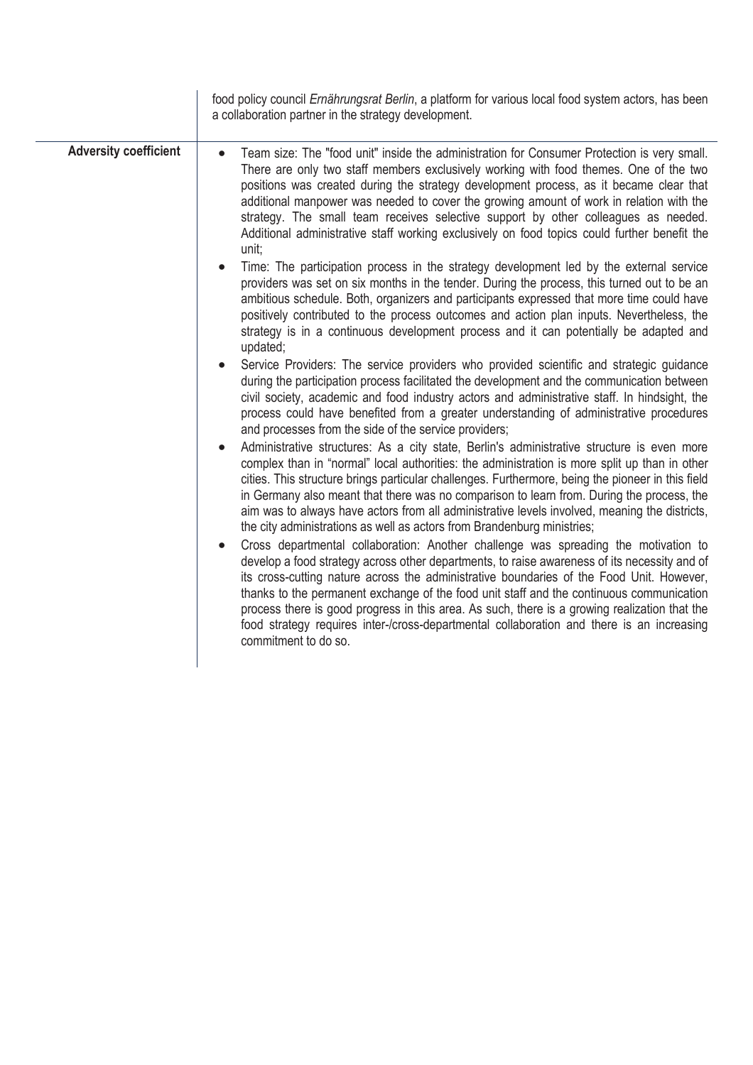| | |
|---|---|
| | food policy council *Ernährungsrat Berlin*, a platform for various local food system actors, has been a collaboration partner in the strategy development. |
| **Adversity coefficient** | • Team size: The "food unit" inside the administration for Consumer Protection is very small. There are only two staff members exclusively working with food themes. One of the two positions was created during the strategy development process, as it became clear that additional manpower was needed to cover the growing amount of work in relation with the strategy. The small team receives selective support by other colleagues as needed. Additional administrative staff working exclusively on food topics could further benefit the unit;<br>• Time: The participation process in the strategy development led by the external service providers was set on six months in the tender. During the process, this turned out to be an ambitious schedule. Both, organizers and participants expressed that more time could have positively contributed to the process outcomes and action plan inputs. Nevertheless, the strategy is in a continuous development process and it can potentially be adapted and updated;<br>• Service Providers: The service providers who provided scientific and strategic guidance during the participation process facilitated the development and the communication between civil society, academic and food industry actors and administrative staff. In hindsight, the process could have benefited from a greater understanding of administrative procedures and processes from the side of the service providers;<br>• Administrative structures: As a city state, Berlin's administrative structure is even more complex than in "normal" local authorities: the administration is more split up than in other cities. This structure brings particular challenges. Furthermore, being the pioneer in this field in Germany also meant that there was no comparison to learn from. During the process, the aim was to always have actors from all administrative levels involved, meaning the districts, the city administrations as well as actors from Brandenburg ministries;<br>• Cross departmental collaboration: Another challenge was spreading the motivation to develop a food strategy across other departments, to raise awareness of its necessity and of its cross-cutting nature across the administrative boundaries of the Food Unit. However, thanks to the permanent exchange of the food unit staff and the continuous communication process there is good progress in this area. As such, there is a growing realization that the food strategy requires inter-/cross-departmental collaboration and there is an increasing commitment to do so. |